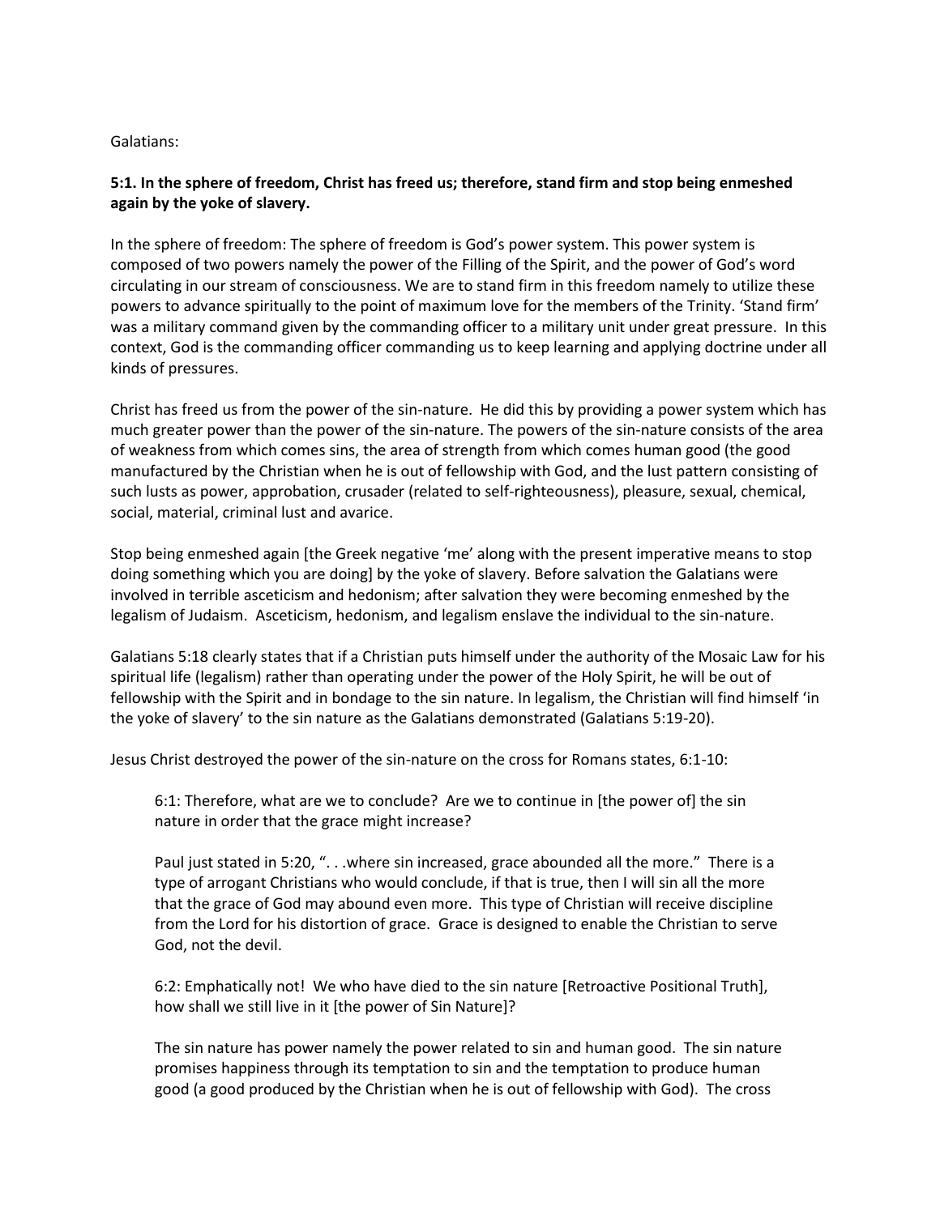Galatians:

**5:1. In the sphere of freedom, Christ has freed us; therefore, stand firm and stop being enmeshed again by the yoke of slavery.**

In the sphere of freedom: The sphere of freedom is God's power system. This power system is composed of two powers namely the power of the Filling of the Spirit, and the power of God's word circulating in our stream of consciousness. We are to stand firm in this freedom namely to utilize these powers to advance spiritually to the point of maximum love for the members of the Trinity. 'Stand firm' was a military command given by the commanding officer to a military unit under great pressure. In this context, God is the commanding officer commanding us to keep learning and applying doctrine under all kinds of pressures.

Christ has freed us from the power of the sin-nature. He did this by providing a power system which has much greater power than the power of the sin-nature. The powers of the sin-nature consists of the area of weakness from which comes sins, the area of strength from which comes human good (the good manufactured by the Christian when he is out of fellowship with God, and the lust pattern consisting of such lusts as power, approbation, crusader (related to self-righteousness), pleasure, sexual, chemical, social, material, criminal lust and avarice.

Stop being enmeshed again [the Greek negative 'me' along with the present imperative means to stop doing something which you are doing] by the yoke of slavery. Before salvation the Galatians were involved in terrible asceticism and hedonism; after salvation they were becoming enmeshed by the legalism of Judaism. Asceticism, hedonism, and legalism enslave the individual to the sin-nature.

Galatians 5:18 clearly states that if a Christian puts himself under the authority of the Mosaic Law for his spiritual life (legalism) rather than operating under the power of the Holy Spirit, he will be out of fellowship with the Spirit and in bondage to the sin nature. In legalism, the Christian will find himself 'in the yoke of slavery' to the sin nature as the Galatians demonstrated (Galatians 5:19-20).

Jesus Christ destroyed the power of the sin-nature on the cross for Romans states, 6:1-10:

> 6:1: Therefore, what are we to conclude? Are we to continue in [the power of] the sin nature in order that the grace might increase?
>
> Paul just stated in 5:20, ". . .where sin increased, grace abounded all the more." There is a type of arrogant Christians who would conclude, if that is true, then I will sin all the more that the grace of God may abound even more. This type of Christian will receive discipline from the Lord for his distortion of grace. Grace is designed to enable the Christian to serve God, not the devil.
>
> 6:2: Emphatically not! We who have died to the sin nature [Retroactive Positional Truth], how shall we still live in it [the power of Sin Nature]?
>
> The sin nature has power namely the power related to sin and human good. The sin nature promises happiness through its temptation to sin and the temptation to produce human good (a good produced by the Christian when he is out of fellowship with God). The cross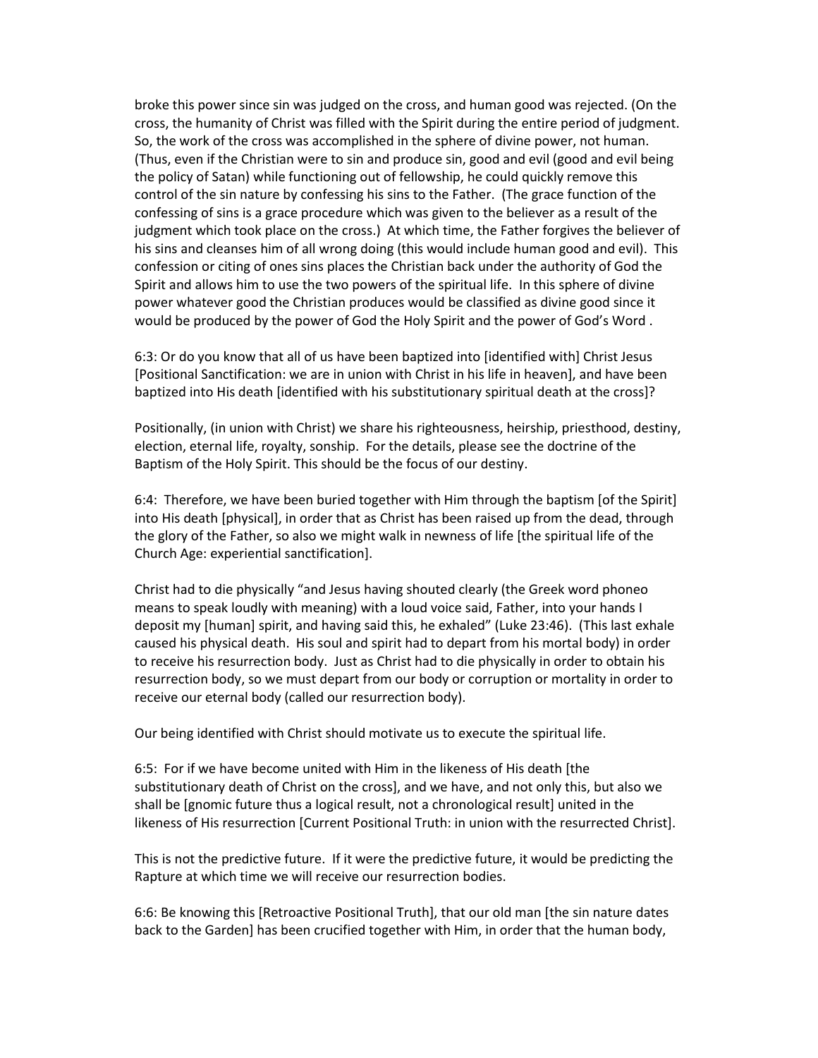broke this power since sin was judged on the cross, and human good was rejected. (On the cross, the humanity of Christ was filled with the Spirit during the entire period of judgment. So, the work of the cross was accomplished in the sphere of divine power, not human. (Thus, even if the Christian were to sin and produce sin, good and evil (good and evil being the policy of Satan) while functioning out of fellowship, he could quickly remove this control of the sin nature by confessing his sins to the Father. (The grace function of the confessing of sins is a grace procedure which was given to the believer as a result of the judgment which took place on the cross.) At which time, the Father forgives the believer of his sins and cleanses him of all wrong doing (this would include human good and evil). This confession or citing of ones sins places the Christian back under the authority of God the Spirit and allows him to use the two powers of the spiritual life. In this sphere of divine power whatever good the Christian produces would be classified as divine good since it would be produced by the power of God the Holy Spirit and the power of God's Word .

6:3: Or do you know that all of us have been baptized into [identified with] Christ Jesus [Positional Sanctification: we are in union with Christ in his life in heaven], and have been baptized into His death [identified with his substitutionary spiritual death at the cross]?

Positionally, (in union with Christ) we share his righteousness, heirship, priesthood, destiny, election, eternal life, royalty, sonship. For the details, please see the doctrine of the Baptism of the Holy Spirit. This should be the focus of our destiny.

6:4: Therefore, we have been buried together with Him through the baptism [of the Spirit] into His death [physical], in order that as Christ has been raised up from the dead, through the glory of the Father, so also we might walk in newness of life [the spiritual life of the Church Age: experiential sanctification].

Christ had to die physically "and Jesus having shouted clearly (the Greek word phoneo means to speak loudly with meaning) with a loud voice said, Father, into your hands I deposit my [human] spirit, and having said this, he exhaled" (Luke 23:46). (This last exhale caused his physical death. His soul and spirit had to depart from his mortal body) in order to receive his resurrection body. Just as Christ had to die physically in order to obtain his resurrection body, so we must depart from our body or corruption or mortality in order to receive our eternal body (called our resurrection body).

Our being identified with Christ should motivate us to execute the spiritual life.

6:5: For if we have become united with Him in the likeness of His death [the substitutionary death of Christ on the cross], and we have, and not only this, but also we shall be [gnomic future thus a logical result, not a chronological result] united in the likeness of His resurrection [Current Positional Truth: in union with the resurrected Christ].

This is not the predictive future. If it were the predictive future, it would be predicting the Rapture at which time we will receive our resurrection bodies.

6:6: Be knowing this [Retroactive Positional Truth], that our old man [the sin nature dates back to the Garden] has been crucified together with Him, in order that the human body,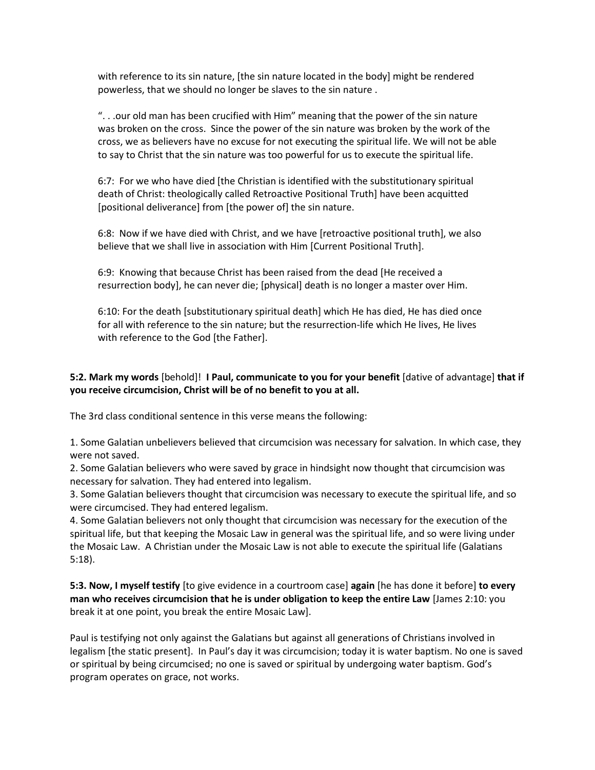with reference to its sin nature, [the sin nature located in the body] might be rendered powerless, that we should no longer be slaves to the sin nature .

". . .our old man has been crucified with Him" meaning that the power of the sin nature was broken on the cross. Since the power of the sin nature was broken by the work of the cross, we as believers have no excuse for not executing the spiritual life. We will not be able to say to Christ that the sin nature was too powerful for us to execute the spiritual life.

6:7: For we who have died [the Christian is identified with the substitutionary spiritual death of Christ: theologically called Retroactive Positional Truth] have been acquitted [positional deliverance] from [the power of] the sin nature.

6:8: Now if we have died with Christ, and we have [retroactive positional truth], we also believe that we shall live in association with Him [Current Positional Truth].

6:9: Knowing that because Christ has been raised from the dead [He received a resurrection body], he can never die; [physical] death is no longer a master over Him.

6:10: For the death [substitutionary spiritual death] which He has died, He has died once for all with reference to the sin nature; but the resurrection-life which He lives, He lives with reference to the God [the Father].

**5:2. Mark my words** [behold]! **I Paul, communicate to you for your benefit** [dative of advantage] **that if you receive circumcision, Christ will be of no benefit to you at all.**

The 3rd class conditional sentence in this verse means the following:

1. Some Galatian unbelievers believed that circumcision was necessary for salvation. In which case, they were not saved.
2. Some Galatian believers who were saved by grace in hindsight now thought that circumcision was necessary for salvation. They had entered into legalism.
3. Some Galatian believers thought that circumcision was necessary to execute the spiritual life, and so were circumcised. They had entered legalism.
4. Some Galatian believers not only thought that circumcision was necessary for the execution of the spiritual life, but that keeping the Mosaic Law in general was the spiritual life, and so were living under the Mosaic Law. A Christian under the Mosaic Law is not able to execute the spiritual life (Galatians 5:18).

**5:3. Now, I myself testify** [to give evidence in a courtroom case] **again** [he has done it before] **to every man who receives circumcision that he is under obligation to keep the entire Law** [James 2:10: you break it at one point, you break the entire Mosaic Law].

Paul is testifying not only against the Galatians but against all generations of Christians involved in legalism [the static present]. In Paul's day it was circumcision; today it is water baptism. No one is saved or spiritual by being circumcised; no one is saved or spiritual by undergoing water baptism. God's program operates on grace, not works.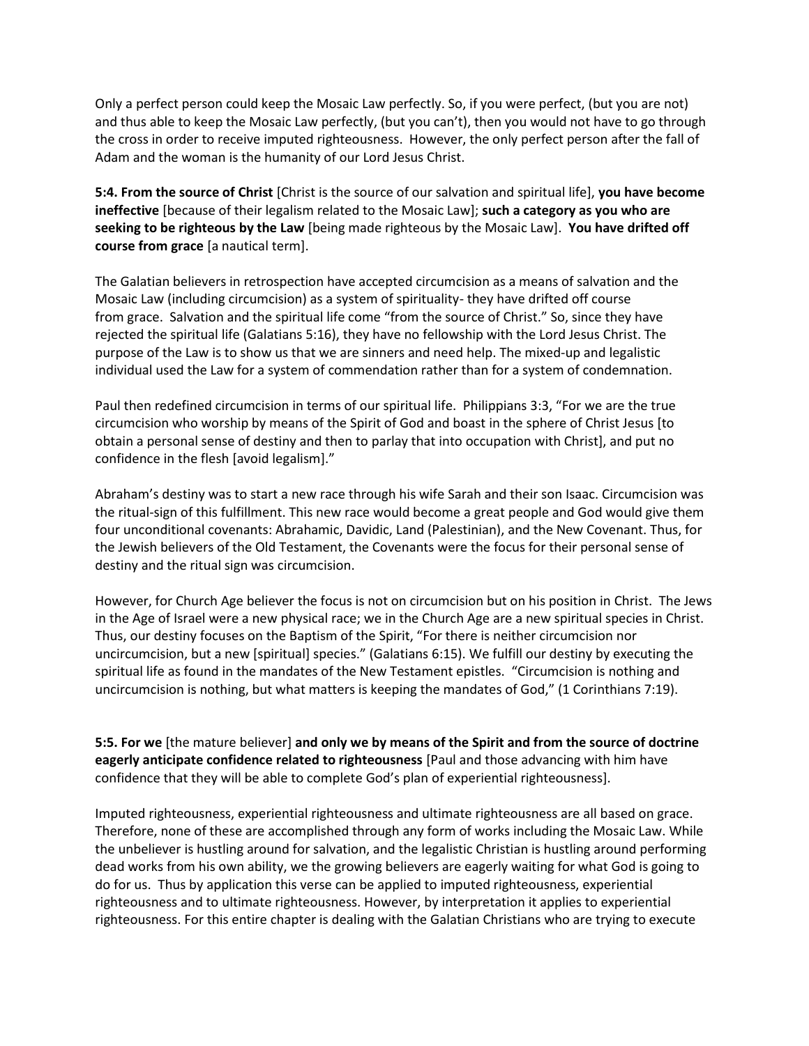Only a perfect person could keep the Mosaic Law perfectly. So, if you were perfect, (but you are not) and thus able to keep the Mosaic Law perfectly, (but you can't), then you would not have to go through the cross in order to receive imputed righteousness. However, the only perfect person after the fall of Adam and the woman is the humanity of our Lord Jesus Christ.

**5:4. From the source of Christ** [Christ is the source of our salvation and spiritual life], **you have become ineffective** [because of their legalism related to the Mosaic Law]; **such a category as you who are seeking to be righteous by the Law** [being made righteous by the Mosaic Law]. **You have drifted off course from grace** [a nautical term].

The Galatian believers in retrospection have accepted circumcision as a means of salvation and the Mosaic Law (including circumcision) as a system of spirituality- they have drifted off course from grace. Salvation and the spiritual life come "from the source of Christ." So, since they have rejected the spiritual life (Galatians 5:16), they have no fellowship with the Lord Jesus Christ. The purpose of the Law is to show us that we are sinners and need help. The mixed-up and legalistic individual used the Law for a system of commendation rather than for a system of condemnation.

Paul then redefined circumcision in terms of our spiritual life. Philippians 3:3, "For we are the true circumcision who worship by means of the Spirit of God and boast in the sphere of Christ Jesus [to obtain a personal sense of destiny and then to parlay that into occupation with Christ], and put no confidence in the flesh [avoid legalism]."

Abraham's destiny was to start a new race through his wife Sarah and their son Isaac. Circumcision was the ritual-sign of this fulfillment. This new race would become a great people and God would give them four unconditional covenants: Abrahamic, Davidic, Land (Palestinian), and the New Covenant. Thus, for the Jewish believers of the Old Testament, the Covenants were the focus for their personal sense of destiny and the ritual sign was circumcision.

However, for Church Age believer the focus is not on circumcision but on his position in Christ. The Jews in the Age of Israel were a new physical race; we in the Church Age are a new spiritual species in Christ. Thus, our destiny focuses on the Baptism of the Spirit, "For there is neither circumcision nor uncircumcision, but a new [spiritual] species." (Galatians 6:15). We fulfill our destiny by executing the spiritual life as found in the mandates of the New Testament epistles. "Circumcision is nothing and uncircumcision is nothing, but what matters is keeping the mandates of God," (1 Corinthians 7:19).

**5:5. For we** [the mature believer] **and only we by means of the Spirit and from the source of doctrine eagerly anticipate confidence related to righteousness** [Paul and those advancing with him have confidence that they will be able to complete God's plan of experiential righteousness].

Imputed righteousness, experiential righteousness and ultimate righteousness are all based on grace. Therefore, none of these are accomplished through any form of works including the Mosaic Law. While the unbeliever is hustling around for salvation, and the legalistic Christian is hustling around performing dead works from his own ability, we the growing believers are eagerly waiting for what God is going to do for us. Thus by application this verse can be applied to imputed righteousness, experiential righteousness and to ultimate righteousness. However, by interpretation it applies to experiential righteousness. For this entire chapter is dealing with the Galatian Christians who are trying to execute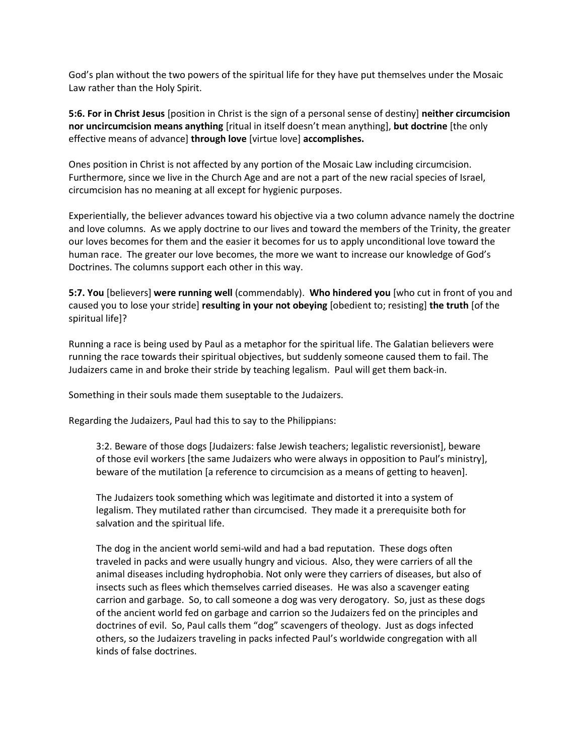God's plan without the two powers of the spiritual life for they have put themselves under the Mosaic Law rather than the Holy Spirit.

**5:6. For in Christ Jesus** [position in Christ is the sign of a personal sense of destiny] **neither circumcision nor uncircumcision means anything** [ritual in itself doesn't mean anything], **but doctrine** [the only effective means of advance] **through love** [virtue love] **accomplishes.**

Ones position in Christ is not affected by any portion of the Mosaic Law including circumcision. Furthermore, since we live in the Church Age and are not a part of the new racial species of Israel, circumcision has no meaning at all except for hygienic purposes.

Experientially, the believer advances toward his objective via a two column advance namely the doctrine and love columns. As we apply doctrine to our lives and toward the members of the Trinity, the greater our loves becomes for them and the easier it becomes for us to apply unconditional love toward the human race. The greater our love becomes, the more we want to increase our knowledge of God's Doctrines. The columns support each other in this way.

**5:7. You** [believers] **were running well** (commendably). **Who hindered you** [who cut in front of you and caused you to lose your stride] **resulting in your not obeying** [obedient to; resisting] **the truth** [of the spiritual life]?

Running a race is being used by Paul as a metaphor for the spiritual life. The Galatian believers were running the race towards their spiritual objectives, but suddenly someone caused them to fail. The Judaizers came in and broke their stride by teaching legalism. Paul will get them back-in.

Something in their souls made them suseptable to the Judaizers.

Regarding the Judaizers, Paul had this to say to the Philippians:

> 3:2. Beware of those dogs [Judaizers: false Jewish teachers; legalistic reversionist], beware of those evil workers [the same Judaizers who were always in opposition to Paul's ministry], beware of the mutilation [a reference to circumcision as a means of getting to heaven].
>
> The Judaizers took something which was legitimate and distorted it into a system of legalism. They mutilated rather than circumcised. They made it a prerequisite both for salvation and the spiritual life.
>
> The dog in the ancient world semi-wild and had a bad reputation. These dogs often traveled in packs and were usually hungry and vicious. Also, they were carriers of all the animal diseases including hydrophobia. Not only were they carriers of diseases, but also of insects such as flees which themselves carried diseases. He was also a scavenger eating carrion and garbage. So, to call someone a dog was very derogatory. So, just as these dogs of the ancient world fed on garbage and carrion so the Judaizers fed on the principles and doctrines of evil. So, Paul calls them "dog" scavengers of theology. Just as dogs infected others, so the Judaizers traveling in packs infected Paul's worldwide congregation with all kinds of false doctrines.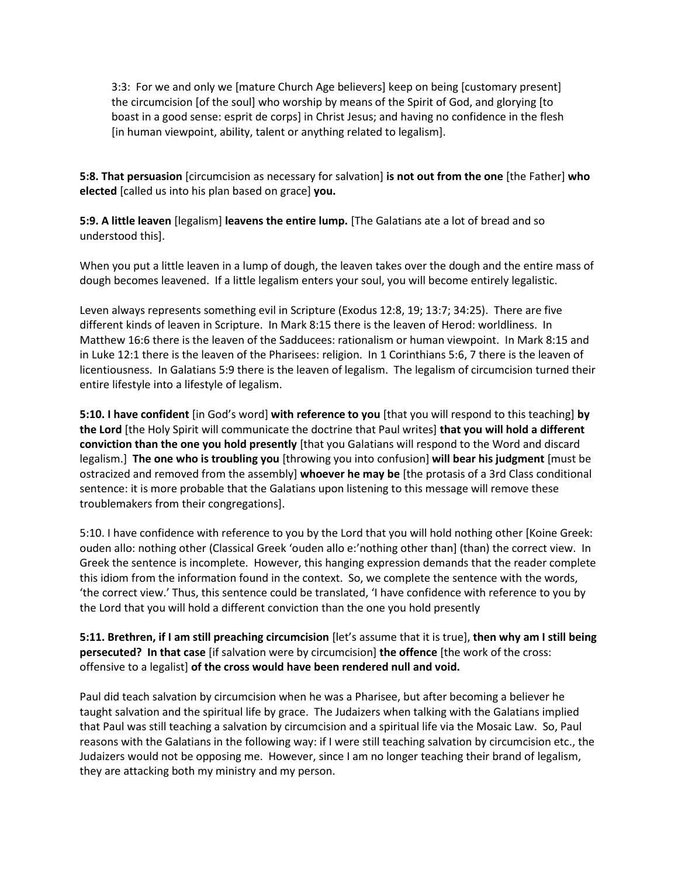> 3:3: For we and only we [mature Church Age believers] keep on being [customary present] the circumcision [of the soul] who worship by means of the Spirit of God, and glorying [to boast in a good sense: esprit de corps] in Christ Jesus; and having no confidence in the flesh [in human viewpoint, ability, talent or anything related to legalism].

**5:8. That persuasion** [circumcision as necessary for salvation] **is not out from the one** [the Father] **who elected** [called us into his plan based on grace] **you.**

**5:9. A little leaven** [legalism] **leavens the entire lump.** [The Galatians ate a lot of bread and so understood this].

When you put a little leaven in a lump of dough, the leaven takes over the dough and the entire mass of dough becomes leavened. If a little legalism enters your soul, you will become entirely legalistic.

Leven always represents something evil in Scripture (Exodus 12:8, 19; 13:7; 34:25). There are five different kinds of leaven in Scripture. In Mark 8:15 there is the leaven of Herod: worldliness. In Matthew 16:6 there is the leaven of the Sadducees: rationalism or human viewpoint. In Mark 8:15 and in Luke 12:1 there is the leaven of the Pharisees: religion. In 1 Corinthians 5:6, 7 there is the leaven of licentiousness. In Galatians 5:9 there is the leaven of legalism. The legalism of circumcision turned their entire lifestyle into a lifestyle of legalism.

**5:10. I have confident** [in God's word] **with reference to you** [that you will respond to this teaching] **by the Lord** [the Holy Spirit will communicate the doctrine that Paul writes] **that you will hold a different conviction than the one you hold presently** [that you Galatians will respond to the Word and discard legalism.] **The one who is troubling you** [throwing you into confusion] **will bear his judgment** [must be ostracized and removed from the assembly] **whoever he may be** [the protasis of a 3rd Class conditional sentence: it is more probable that the Galatians upon listening to this message will remove these troublemakers from their congregations].

5:10. I have confidence with reference to you by the Lord that you will hold nothing other [Koine Greek: ouden allo: nothing other (Classical Greek 'ouden allo e:'nothing other than] (than) the correct view. In Greek the sentence is incomplete. However, this hanging expression demands that the reader complete this idiom from the information found in the context. So, we complete the sentence with the words, 'the correct view.' Thus, this sentence could be translated, 'I have confidence with reference to you by the Lord that you will hold a different conviction than the one you hold presently

**5:11. Brethren, if I am still preaching circumcision** [let's assume that it is true], **then why am I still being persecuted? In that case** [if salvation were by circumcision] **the offence** [the work of the cross: offensive to a legalist] **of the cross would have been rendered null and void.**

Paul did teach salvation by circumcision when he was a Pharisee, but after becoming a believer he taught salvation and the spiritual life by grace. The Judaizers when talking with the Galatians implied that Paul was still teaching a salvation by circumcision and a spiritual life via the Mosaic Law. So, Paul reasons with the Galatians in the following way: if I were still teaching salvation by circumcision etc., the Judaizers would not be opposing me. However, since I am no longer teaching their brand of legalism, they are attacking both my ministry and my person.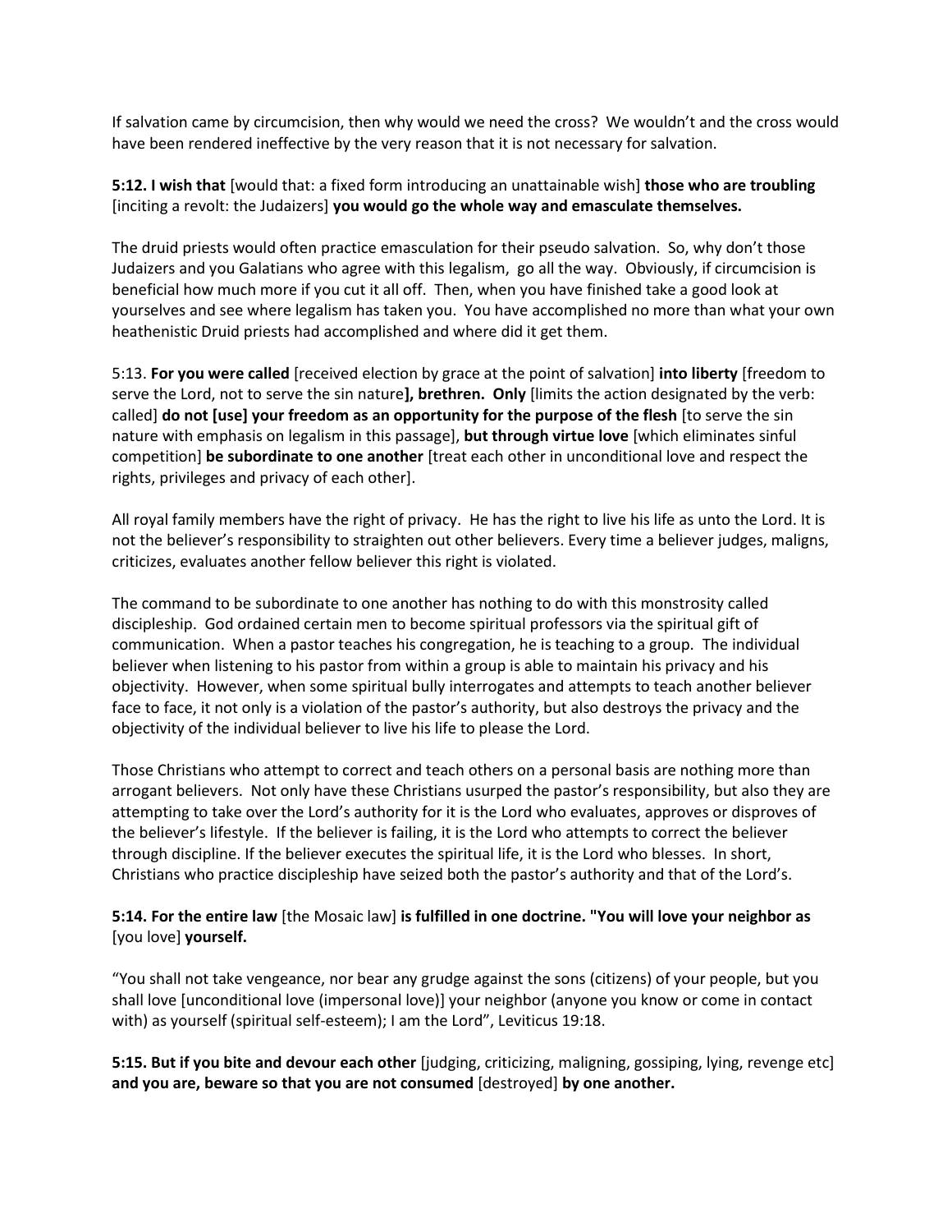If salvation came by circumcision, then why would we need the cross? We wouldn't and the cross would have been rendered ineffective by the very reason that it is not necessary for salvation.

**5:12. I wish that** [would that: a fixed form introducing an unattainable wish] **those who are troubling** [inciting a revolt: the Judaizers] **you would go the whole way and emasculate themselves.**

The druid priests would often practice emasculation for their pseudo salvation. So, why don't those Judaizers and you Galatians who agree with this legalism, go all the way. Obviously, if circumcision is beneficial how much more if you cut it all off. Then, when you have finished take a good look at yourselves and see where legalism has taken you. You have accomplished no more than what your own heathenistic Druid priests had accomplished and where did it get them.

5:13. **For you were called** [received election by grace at the point of salvation] **into liberty** [freedom to serve the Lord, not to serve the sin nature**], brethren. Only** [limits the action designated by the verb: called] **do not [use] your freedom as an opportunity for the purpose of the flesh** [to serve the sin nature with emphasis on legalism in this passage], **but through virtue love** [which eliminates sinful competition] **be subordinate to one another** [treat each other in unconditional love and respect the rights, privileges and privacy of each other].

All royal family members have the right of privacy. He has the right to live his life as unto the Lord. It is not the believer's responsibility to straighten out other believers. Every time a believer judges, maligns, criticizes, evaluates another fellow believer this right is violated.

The command to be subordinate to one another has nothing to do with this monstrosity called discipleship. God ordained certain men to become spiritual professors via the spiritual gift of communication. When a pastor teaches his congregation, he is teaching to a group. The individual believer when listening to his pastor from within a group is able to maintain his privacy and his objectivity. However, when some spiritual bully interrogates and attempts to teach another believer face to face, it not only is a violation of the pastor's authority, but also destroys the privacy and the objectivity of the individual believer to live his life to please the Lord.

Those Christians who attempt to correct and teach others on a personal basis are nothing more than arrogant believers. Not only have these Christians usurped the pastor's responsibility, but also they are attempting to take over the Lord's authority for it is the Lord who evaluates, approves or disproves of the believer's lifestyle. If the believer is failing, it is the Lord who attempts to correct the believer through discipline. If the believer executes the spiritual life, it is the Lord who blesses. In short, Christians who practice discipleship have seized both the pastor's authority and that of the Lord's.

**5:14. For the entire law** [the Mosaic law] **is fulfilled in one doctrine. "You will love your neighbor as** [you love] **yourself.**

"You shall not take vengeance, nor bear any grudge against the sons (citizens) of your people, but you shall love [unconditional love (impersonal love)] your neighbor (anyone you know or come in contact with) as yourself (spiritual self-esteem); I am the Lord", Leviticus 19:18.

**5:15. But if you bite and devour each other** [judging, criticizing, maligning, gossiping, lying, revenge etc] **and you are, beware so that you are not consumed** [destroyed] **by one another.**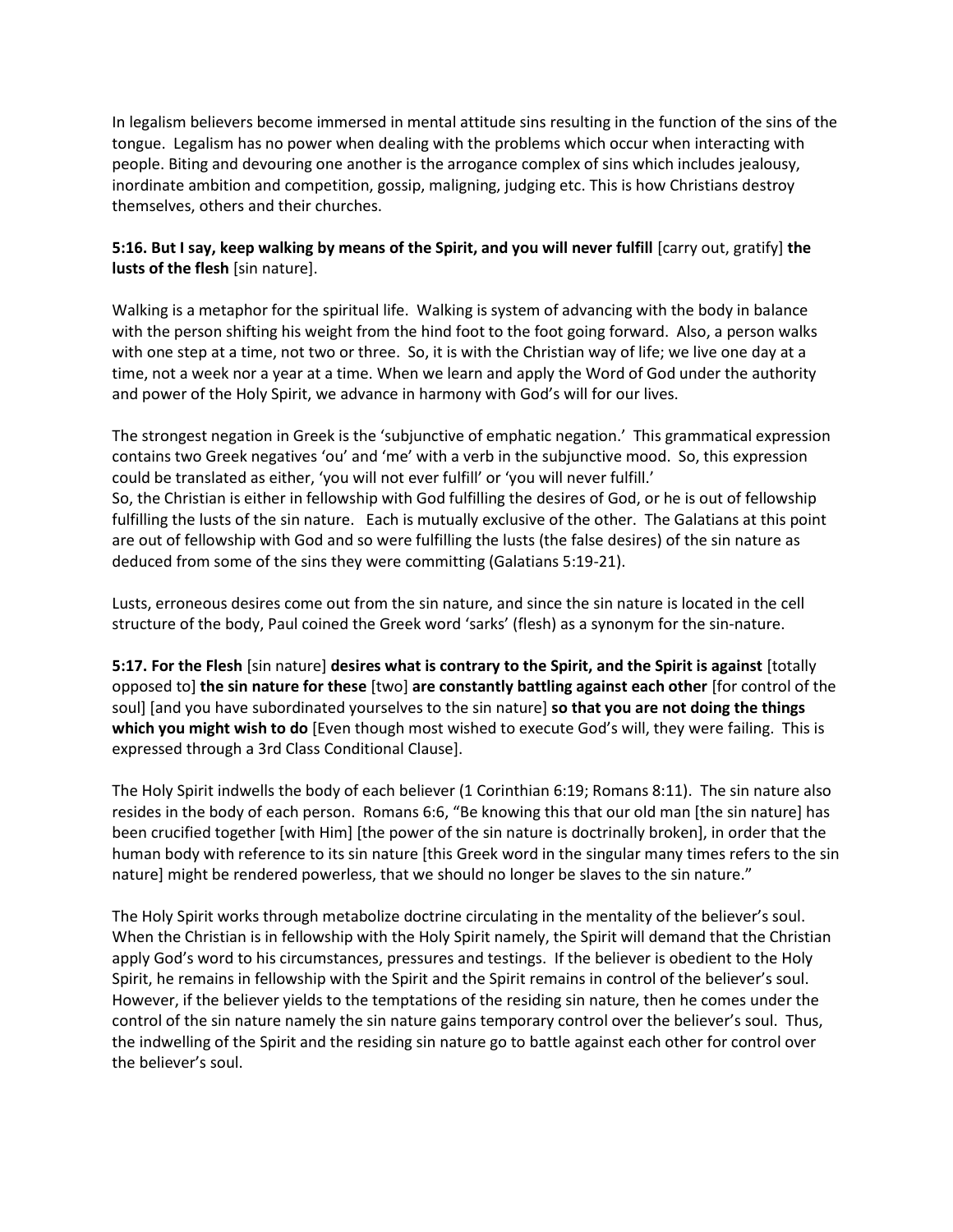In legalism believers become immersed in mental attitude sins resulting in the function of the sins of the tongue. Legalism has no power when dealing with the problems which occur when interacting with people. Biting and devouring one another is the arrogance complex of sins which includes jealousy, inordinate ambition and competition, gossip, maligning, judging etc. This is how Christians destroy themselves, others and their churches.

**5:16. But I say, keep walking by means of the Spirit, and you will never fulfill** [carry out, gratify] **the lusts of the flesh** [sin nature].

Walking is a metaphor for the spiritual life. Walking is system of advancing with the body in balance with the person shifting his weight from the hind foot to the foot going forward. Also, a person walks with one step at a time, not two or three. So, it is with the Christian way of life; we live one day at a time, not a week nor a year at a time. When we learn and apply the Word of God under the authority and power of the Holy Spirit, we advance in harmony with God's will for our lives.

The strongest negation in Greek is the 'subjunctive of emphatic negation.' This grammatical expression contains two Greek negatives 'ou' and 'me' with a verb in the subjunctive mood. So, this expression could be translated as either, 'you will not ever fulfill' or 'you will never fulfill.'
So, the Christian is either in fellowship with God fulfilling the desires of God, or he is out of fellowship fulfilling the lusts of the sin nature. Each is mutually exclusive of the other. The Galatians at this point are out of fellowship with God and so were fulfilling the lusts (the false desires) of the sin nature as deduced from some of the sins they were committing (Galatians 5:19-21).

Lusts, erroneous desires come out from the sin nature, and since the sin nature is located in the cell structure of the body, Paul coined the Greek word 'sarks' (flesh) as a synonym for the sin-nature.

**5:17. For the Flesh** [sin nature] **desires what is contrary to the Spirit, and the Spirit is against** [totally opposed to] **the sin nature for these** [two] **are constantly battling against each other** [for control of the soul] [and you have subordinated yourselves to the sin nature] **so that you are not doing the things which you might wish to do** [Even though most wished to execute God's will, they were failing. This is expressed through a 3rd Class Conditional Clause].

The Holy Spirit indwells the body of each believer (1 Corinthian 6:19; Romans 8:11). The sin nature also resides in the body of each person. Romans 6:6, "Be knowing this that our old man [the sin nature] has been crucified together [with Him] [the power of the sin nature is doctrinally broken], in order that the human body with reference to its sin nature [this Greek word in the singular many times refers to the sin nature] might be rendered powerless, that we should no longer be slaves to the sin nature."

The Holy Spirit works through metabolize doctrine circulating in the mentality of the believer's soul. When the Christian is in fellowship with the Holy Spirit namely, the Spirit will demand that the Christian apply God's word to his circumstances, pressures and testings. If the believer is obedient to the Holy Spirit, he remains in fellowship with the Spirit and the Spirit remains in control of the believer's soul. However, if the believer yields to the temptations of the residing sin nature, then he comes under the control of the sin nature namely the sin nature gains temporary control over the believer's soul. Thus, the indwelling of the Spirit and the residing sin nature go to battle against each other for control over the believer's soul.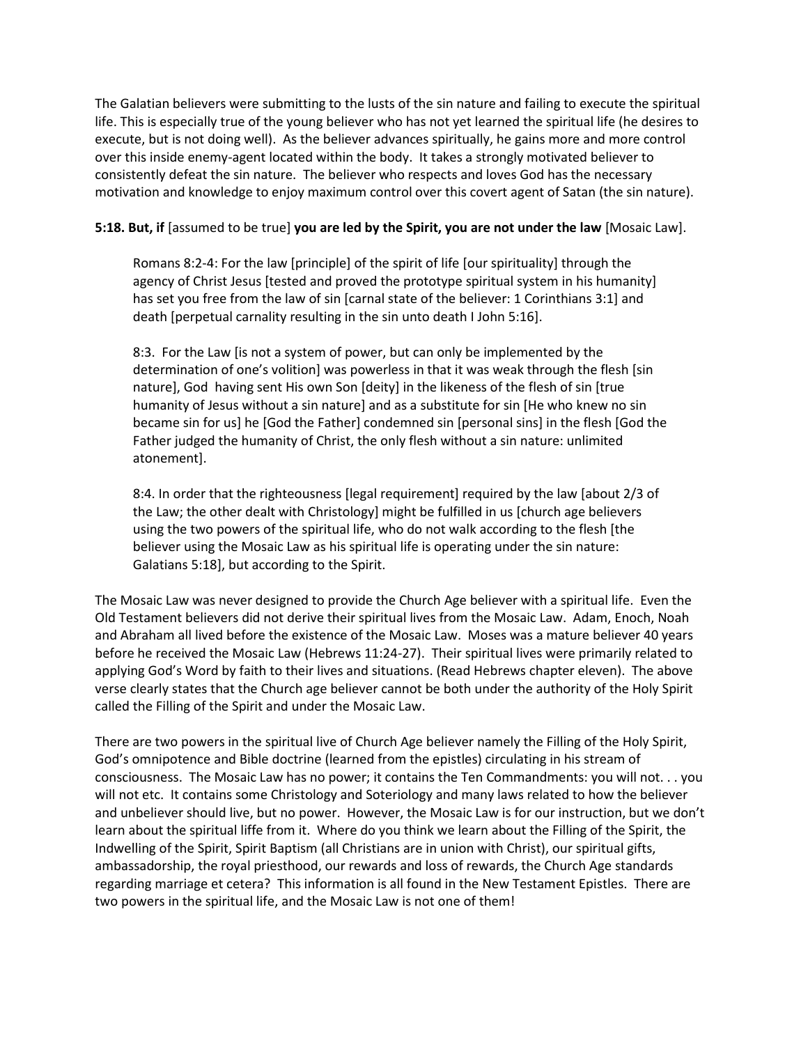The Galatian believers were submitting to the lusts of the sin nature and failing to execute the spiritual life. This is especially true of the young believer who has not yet learned the spiritual life (he desires to execute, but is not doing well). As the believer advances spiritually, he gains more and more control over this inside enemy-agent located within the body. It takes a strongly motivated believer to consistently defeat the sin nature. The believer who respects and loves God has the necessary motivation and knowledge to enjoy maximum control over this covert agent of Satan (the sin nature).

**5:18. But, if** [assumed to be true] **you are led by the Spirit, you are not under the law** [Mosaic Law].

> Romans 8:2-4: For the law [principle] of the spirit of life [our spirituality] through the agency of Christ Jesus [tested and proved the prototype spiritual system in his humanity] has set you free from the law of sin [carnal state of the believer: 1 Corinthians 3:1] and death [perpetual carnality resulting in the sin unto death I John 5:16].
>
> 8:3. For the Law [is not a system of power, but can only be implemented by the determination of one's volition] was powerless in that it was weak through the flesh [sin nature], God having sent His own Son [deity] in the likeness of the flesh of sin [true humanity of Jesus without a sin nature] and as a substitute for sin [He who knew no sin became sin for us] he [God the Father] condemned sin [personal sins] in the flesh [God the Father judged the humanity of Christ, the only flesh without a sin nature: unlimited atonement].
>
> 8:4. In order that the righteousness [legal requirement] required by the law [about 2/3 of the Law; the other dealt with Christology] might be fulfilled in us [church age believers using the two powers of the spiritual life, who do not walk according to the flesh [the believer using the Mosaic Law as his spiritual life is operating under the sin nature: Galatians 5:18], but according to the Spirit.

The Mosaic Law was never designed to provide the Church Age believer with a spiritual life. Even the Old Testament believers did not derive their spiritual lives from the Mosaic Law. Adam, Enoch, Noah and Abraham all lived before the existence of the Mosaic Law. Moses was a mature believer 40 years before he received the Mosaic Law (Hebrews 11:24-27). Their spiritual lives were primarily related to applying God's Word by faith to their lives and situations. (Read Hebrews chapter eleven). The above verse clearly states that the Church age believer cannot be both under the authority of the Holy Spirit called the Filling of the Spirit and under the Mosaic Law.

There are two powers in the spiritual live of Church Age believer namely the Filling of the Holy Spirit, God's omnipotence and Bible doctrine (learned from the epistles) circulating in his stream of consciousness. The Mosaic Law has no power; it contains the Ten Commandments: you will not. . . you will not etc. It contains some Christology and Soteriology and many laws related to how the believer and unbeliever should live, but no power. However, the Mosaic Law is for our instruction, but we don't learn about the spiritual liffe from it. Where do you think we learn about the Filling of the Spirit, the Indwelling of the Spirit, Spirit Baptism (all Christians are in union with Christ), our spiritual gifts, ambassadorship, the royal priesthood, our rewards and loss of rewards, the Church Age standards regarding marriage et cetera? This information is all found in the New Testament Epistles. There are two powers in the spiritual life, and the Mosaic Law is not one of them!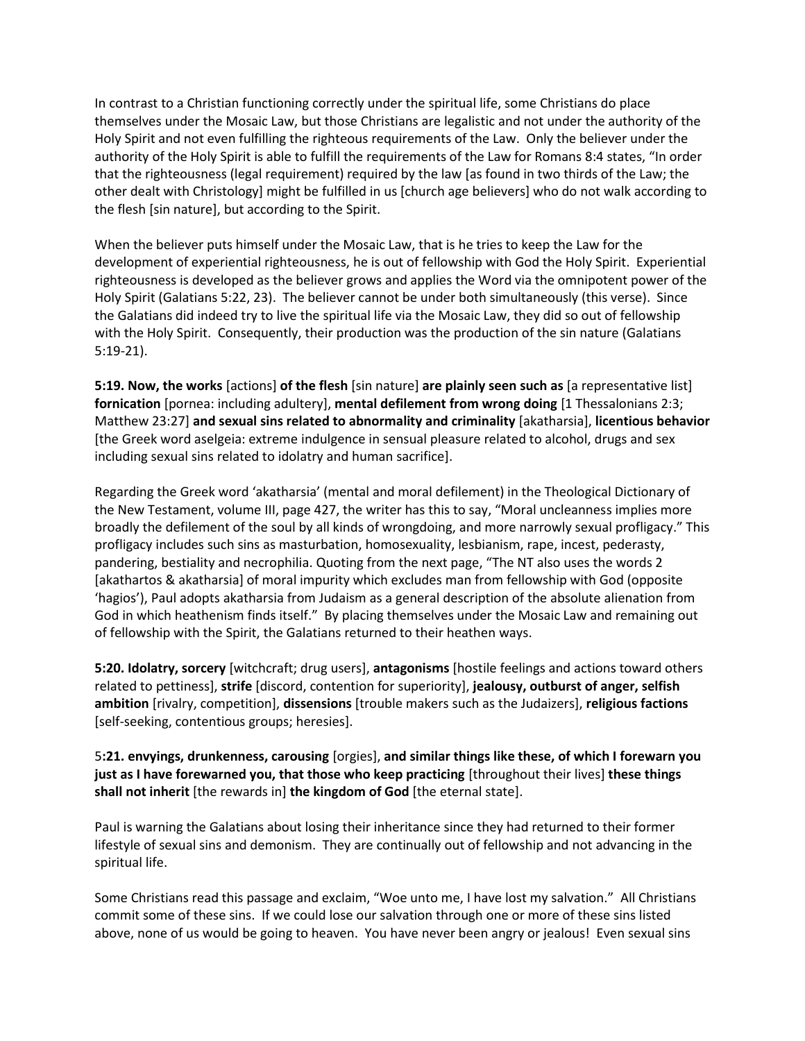In contrast to a Christian functioning correctly under the spiritual life, some Christians do place themselves under the Mosaic Law, but those Christians are legalistic and not under the authority of the Holy Spirit and not even fulfilling the righteous requirements of the Law. Only the believer under the authority of the Holy Spirit is able to fulfill the requirements of the Law for Romans 8:4 states, "In order that the righteousness (legal requirement) required by the law [as found in two thirds of the Law; the other dealt with Christology] might be fulfilled in us [church age believers] who do not walk according to the flesh [sin nature], but according to the Spirit.

When the believer puts himself under the Mosaic Law, that is he tries to keep the Law for the development of experiential righteousness, he is out of fellowship with God the Holy Spirit. Experiential righteousness is developed as the believer grows and applies the Word via the omnipotent power of the Holy Spirit (Galatians 5:22, 23). The believer cannot be under both simultaneously (this verse). Since the Galatians did indeed try to live the spiritual life via the Mosaic Law, they did so out of fellowship with the Holy Spirit. Consequently, their production was the production of the sin nature (Galatians 5:19-21).

**5:19. Now, the works** [actions] **of the flesh** [sin nature] **are plainly seen such as** [a representative list] **fornication** [pornea: including adultery], **mental defilement from wrong doing** [1 Thessalonians 2:3; Matthew 23:27] **and sexual sins related to abnormality and criminality** [akatharsia], **licentious behavior** [the Greek word aselgeia: extreme indulgence in sensual pleasure related to alcohol, drugs and sex including sexual sins related to idolatry and human sacrifice].

Regarding the Greek word 'akatharsia' (mental and moral defilement) in the Theological Dictionary of the New Testament, volume III, page 427, the writer has this to say, "Moral uncleanness implies more broadly the defilement of the soul by all kinds of wrongdoing, and more narrowly sexual profligacy." This profligacy includes such sins as masturbation, homosexuality, lesbianism, rape, incest, pederasty, pandering, bestiality and necrophilia. Quoting from the next page, "The NT also uses the words 2 [akathartos & akatharsia] of moral impurity which excludes man from fellowship with God (opposite 'hagios'), Paul adopts akatharsia from Judaism as a general description of the absolute alienation from God in which heathenism finds itself." By placing themselves under the Mosaic Law and remaining out of fellowship with the Spirit, the Galatians returned to their heathen ways.

**5:20. Idolatry, sorcery** [witchcraft; drug users], **antagonisms** [hostile feelings and actions toward others related to pettiness], **strife** [discord, contention for superiority], **jealousy, outburst of anger, selfish ambition** [rivalry, competition], **dissensions** [trouble makers such as the Judaizers], **religious factions** [self-seeking, contentious groups; heresies].

5**:21. envyings, drunkenness, carousing** [orgies], **and similar things like these, of which I forewarn you just as I have forewarned you, that those who keep practicing** [throughout their lives] **these things shall not inherit** [the rewards in] **the kingdom of God** [the eternal state].

Paul is warning the Galatians about losing their inheritance since they had returned to their former lifestyle of sexual sins and demonism. They are continually out of fellowship and not advancing in the spiritual life.

Some Christians read this passage and exclaim, "Woe unto me, I have lost my salvation." All Christians commit some of these sins. If we could lose our salvation through one or more of these sins listed above, none of us would be going to heaven. You have never been angry or jealous! Even sexual sins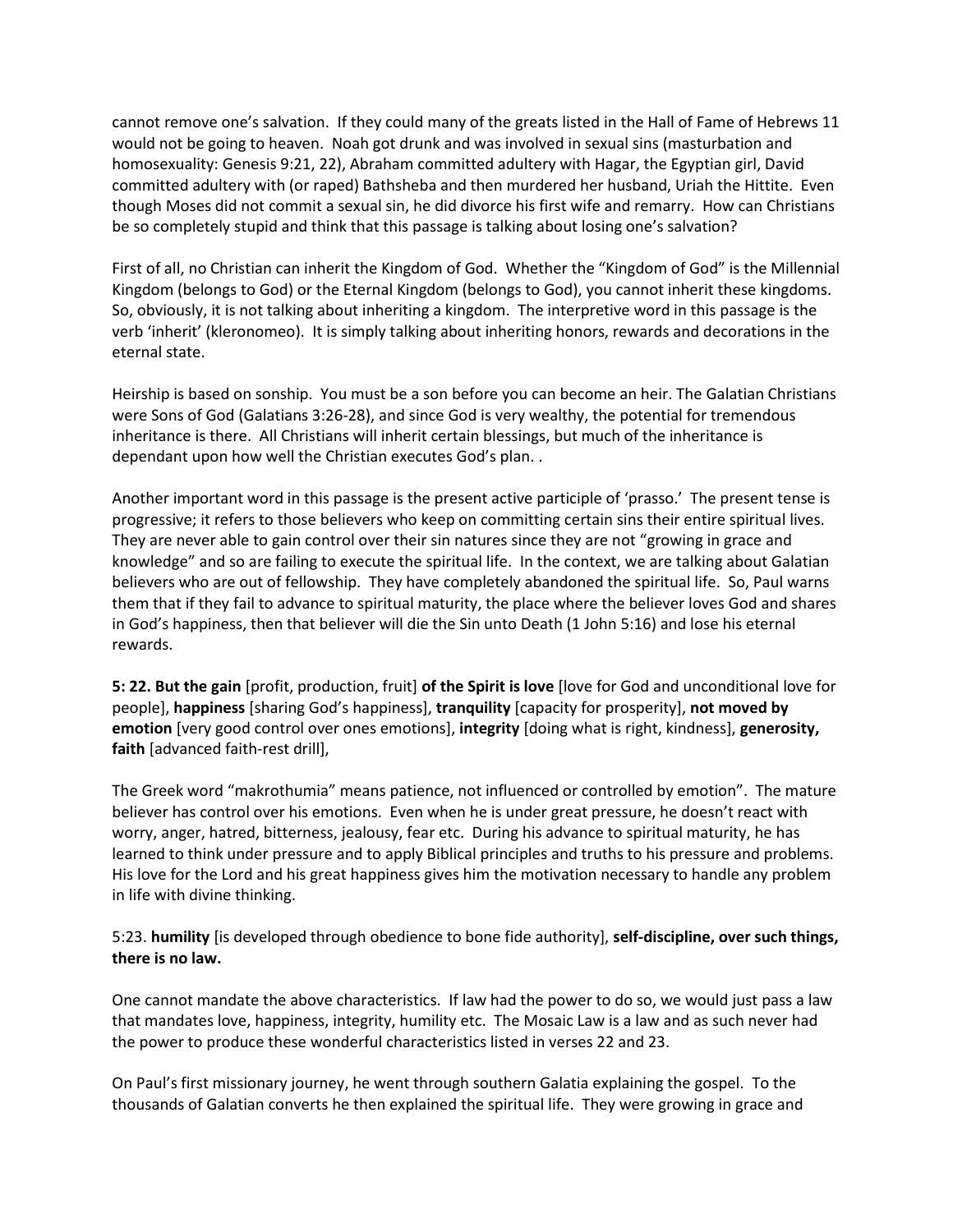cannot remove one's salvation. If they could many of the greats listed in the Hall of Fame of Hebrews 11 would not be going to heaven. Noah got drunk and was involved in sexual sins (masturbation and homosexuality: Genesis 9:21, 22), Abraham committed adultery with Hagar, the Egyptian girl, David committed adultery with (or raped) Bathsheba and then murdered her husband, Uriah the Hittite. Even though Moses did not commit a sexual sin, he did divorce his first wife and remarry. How can Christians be so completely stupid and think that this passage is talking about losing one's salvation?

First of all, no Christian can inherit the Kingdom of God. Whether the "Kingdom of God" is the Millennial Kingdom (belongs to God) or the Eternal Kingdom (belongs to God), you cannot inherit these kingdoms. So, obviously, it is not talking about inheriting a kingdom. The interpretive word in this passage is the verb 'inherit' (kleronomeo). It is simply talking about inheriting honors, rewards and decorations in the eternal state.

Heirship is based on sonship. You must be a son before you can become an heir. The Galatian Christians were Sons of God (Galatians 3:26-28), and since God is very wealthy, the potential for tremendous inheritance is there. All Christians will inherit certain blessings, but much of the inheritance is dependant upon how well the Christian executes God's plan. .

Another important word in this passage is the present active participle of 'prasso.' The present tense is progressive; it refers to those believers who keep on committing certain sins their entire spiritual lives. They are never able to gain control over their sin natures since they are not "growing in grace and knowledge" and so are failing to execute the spiritual life. In the context, we are talking about Galatian believers who are out of fellowship. They have completely abandoned the spiritual life. So, Paul warns them that if they fail to advance to spiritual maturity, the place where the believer loves God and shares in God's happiness, then that believer will die the Sin unto Death (1 John 5:16) and lose his eternal rewards.

**5: 22. But the gain** [profit, production, fruit] **of the Spirit is love** [love for God and unconditional love for people], **happiness** [sharing God's happiness], **tranquility** [capacity for prosperity], **not moved by emotion** [very good control over ones emotions], **integrity** [doing what is right, kindness], **generosity, faith** [advanced faith-rest drill],

The Greek word "makrothumia" means patience, not influenced or controlled by emotion". The mature believer has control over his emotions. Even when he is under great pressure, he doesn't react with worry, anger, hatred, bitterness, jealousy, fear etc. During his advance to spiritual maturity, he has learned to think under pressure and to apply Biblical principles and truths to his pressure and problems. His love for the Lord and his great happiness gives him the motivation necessary to handle any problem in life with divine thinking.

5:23. **humility** [is developed through obedience to bone fide authority], **self-discipline, over such things, there is no law.**

One cannot mandate the above characteristics. If law had the power to do so, we would just pass a law that mandates love, happiness, integrity, humility etc. The Mosaic Law is a law and as such never had the power to produce these wonderful characteristics listed in verses 22 and 23.

On Paul's first missionary journey, he went through southern Galatia explaining the gospel. To the thousands of Galatian converts he then explained the spiritual life. They were growing in grace and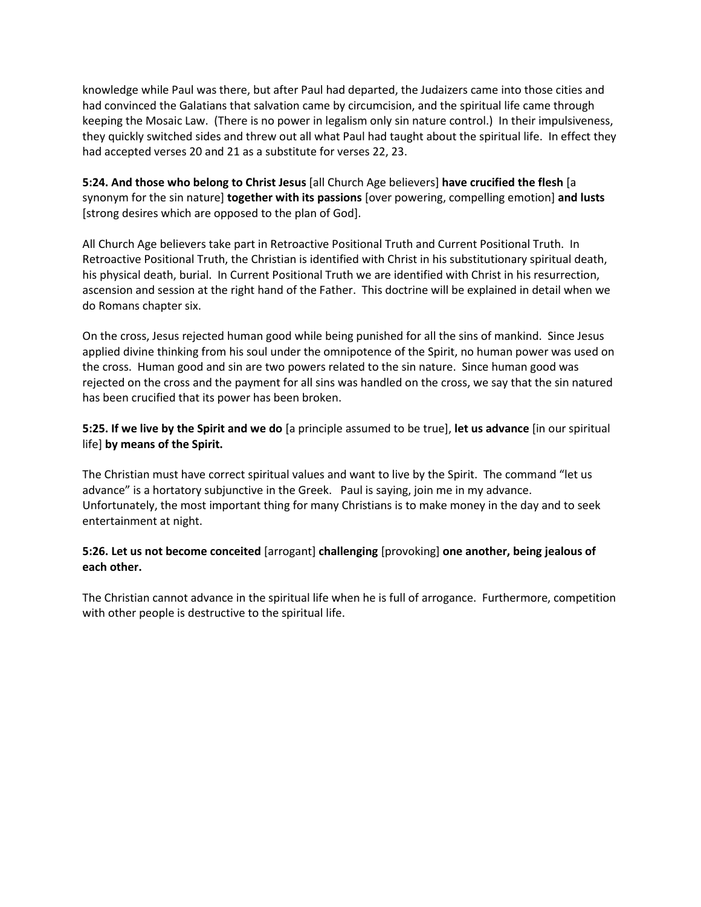knowledge while Paul was there, but after Paul had departed, the Judaizers came into those cities and had convinced the Galatians that salvation came by circumcision, and the spiritual life came through keeping the Mosaic Law. (There is no power in legalism only sin nature control.) In their impulsiveness, they quickly switched sides and threw out all what Paul had taught about the spiritual life. In effect they had accepted verses 20 and 21 as a substitute for verses 22, 23.

**5:24. And those who belong to Christ Jesus** [all Church Age believers] **have crucified the flesh** [a synonym for the sin nature] **together with its passions** [over powering, compelling emotion] **and lusts** [strong desires which are opposed to the plan of God].

All Church Age believers take part in Retroactive Positional Truth and Current Positional Truth. In Retroactive Positional Truth, the Christian is identified with Christ in his substitutionary spiritual death, his physical death, burial. In Current Positional Truth we are identified with Christ in his resurrection, ascension and session at the right hand of the Father. This doctrine will be explained in detail when we do Romans chapter six.

On the cross, Jesus rejected human good while being punished for all the sins of mankind. Since Jesus applied divine thinking from his soul under the omnipotence of the Spirit, no human power was used on the cross. Human good and sin are two powers related to the sin nature. Since human good was rejected on the cross and the payment for all sins was handled on the cross, we say that the sin natured has been crucified that its power has been broken.

**5:25. If we live by the Spirit and we do** [a principle assumed to be true], **let us advance** [in our spiritual life] **by means of the Spirit.**

The Christian must have correct spiritual values and want to live by the Spirit. The command "let us advance" is a hortatory subjunctive in the Greek. Paul is saying, join me in my advance. Unfortunately, the most important thing for many Christians is to make money in the day and to seek entertainment at night.

**5:26. Let us not become conceited** [arrogant] **challenging** [provoking] **one another, being jealous of each other.**

The Christian cannot advance in the spiritual life when he is full of arrogance. Furthermore, competition with other people is destructive to the spiritual life.